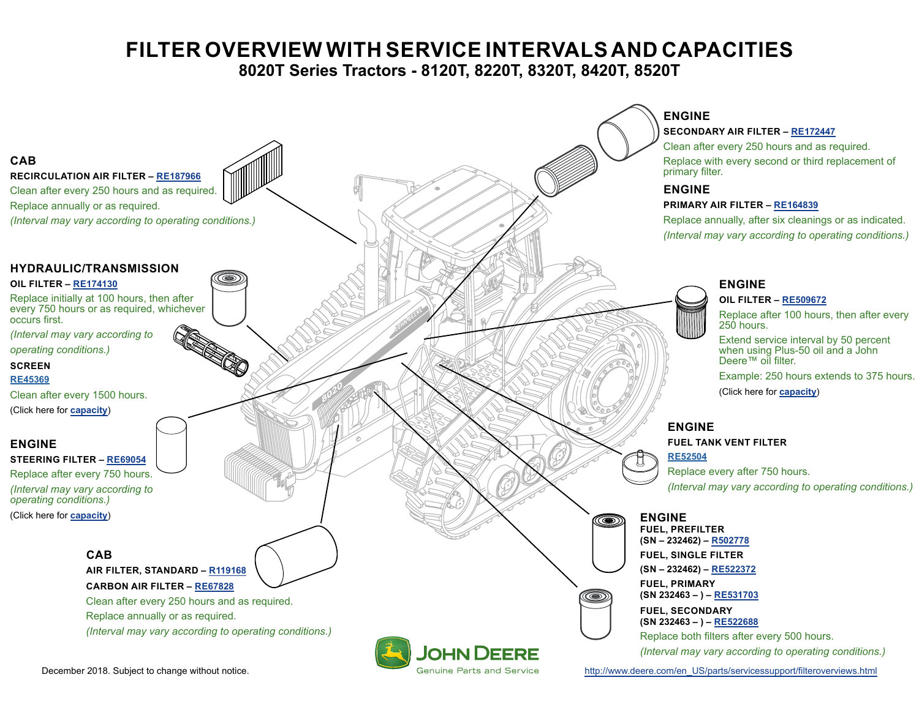# FILTER OVERVIEW WITH SERVICE INTERVALS AND CAPACITIES

## 8020T Series Tractors - 8120T, 8220T, 8320T, 8420T, 8520T

### CAB

**RECIRCULATION AIR FILTER – RE187966**

Clean after every 250 hours and as required.

Replace annually or as required.

*(Interval may vary according to operating conditions.)*

### HYDRAULIC/TRANSMISSION

**OIL FILTER – RE174130**

Replace initially at 100 hours, then after every 750 hours or as required, whichever occurs first.

*(Interval may vary according to operating conditions.)*

**SCREEN**

**RE45369**

Clean after every 1500 hours.

(Click here for **capacity**)

### ENGINE

**STEERING FILTER – RE69054**

Replace after every 750 hours.

*(Interval may vary according to operating conditions.)*

(Click here for **capacity**)

### CAB

**AIR FILTER, STANDARD – R119168**

**CARBON AIR FILTER – RE67828**

Clean after every 250 hours and as required.

Replace annually or as required.

*(Interval may vary according to operating conditions.)*

### ENGINE

**SECONDARY AIR FILTER – RE172447**

Clean after every 250 hours and as required.

Replace with every second or third replacement of primary filter.

### ENGINE

**PRIMARY AIR FILTER – RE164839**

Replace annually, after six cleanings or as indicated.

*(Interval may vary according to operating conditions.)*

### ENGINE

**OIL FILTER – RE509672**

Replace after 100 hours, then after every 250 hours.

Extend service interval by 50 percent when using Plus-50 oil and a John Deere™ oil filter.

Example: 250 hours extends to 375 hours.

(Click here for **capacity**)

### ENGINE

**FUEL TANK VENT FILTER**

**RE52504**

Replace every after 750 hours.

*(Interval may vary according to operating conditions.)*

### ENGINE

**FUEL, PREFILTER (SN – 232462) – R502778**

**FUEL, SINGLE FILTER (SN – 232462) – RE522372**

**FUEL, PRIMARY (SN 232463 – ) – RE531703**

**FUEL, SECONDARY (SN 232463 – ) – RE522688**

Replace both filters after every 500 hours.

*(Interval may vary according to operating conditions.)*

JOHN DEERE
Genuine Parts and Service

December 2018. Subject to change without notice.

http://www.deere.com/en_US/parts/servicessupport/filteroverviews.html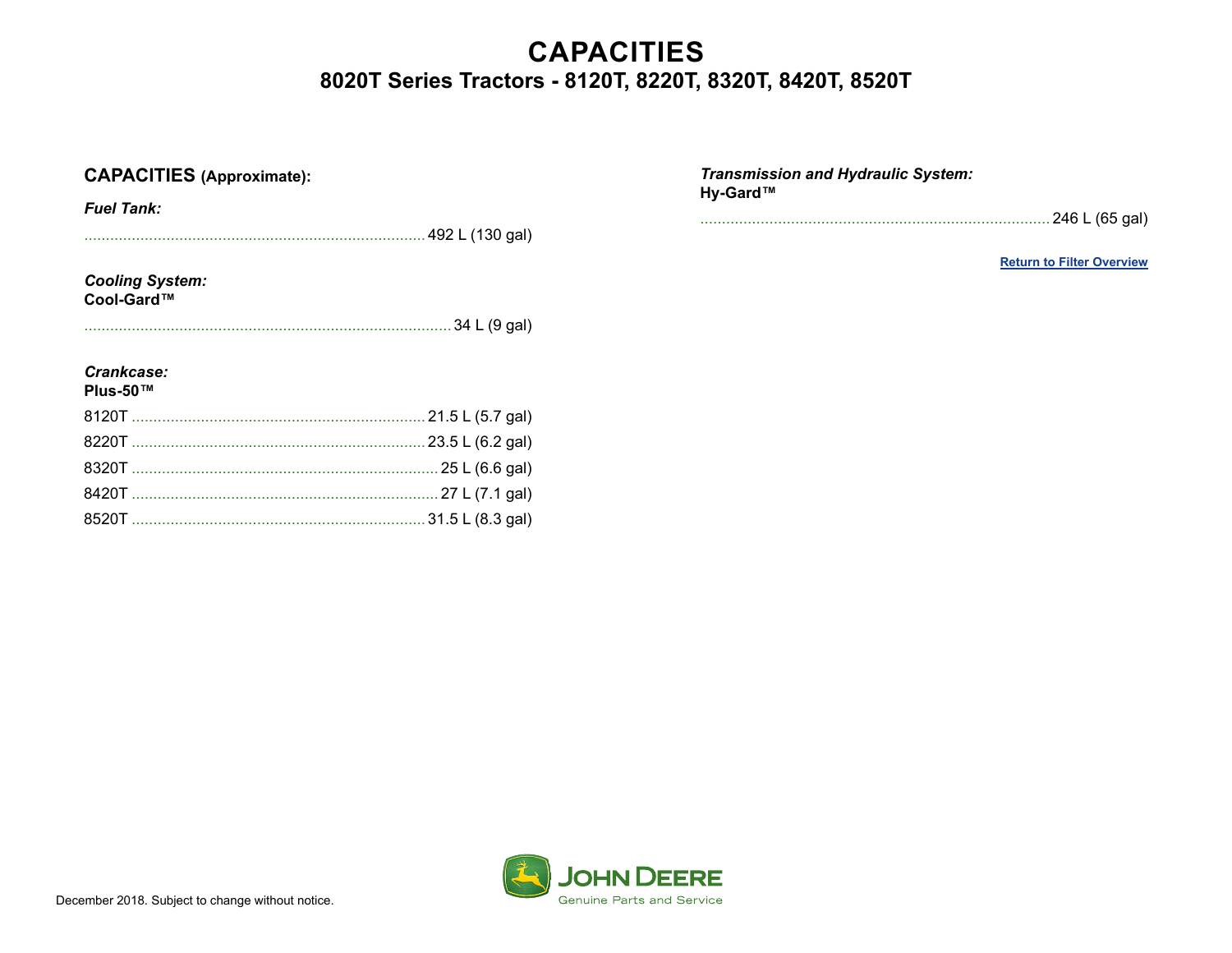# CAPACITIES

## 8020T Series Tractors - 8120T, 8220T, 8320T, 8420T, 8520T

### CAPACITIES (Approximate):

*Fuel Tank:*

.......... 492 L (130 gal)

*Cooling System:*
**Cool-Gard™**

.......... 34 L (9 gal)

*Crankcase:*
**Plus-50™**

| | |
|---|---|
| 8120T | 21.5 L (5.7 gal) |
| 8220T | 23.5 L (6.2 gal) |
| 8320T | 25 L (6.6 gal) |
| 8420T | 27 L (7.1 gal) |
| 8520T | 31.5 L (8.3 gal) |

*Transmission and Hydraulic System:*
**Hy-Gard™**

.......... 246 L (65 gal)

**Return to Filter Overview**

JOHN DEERE
Genuine Parts and Service

December 2018. Subject to change without notice.